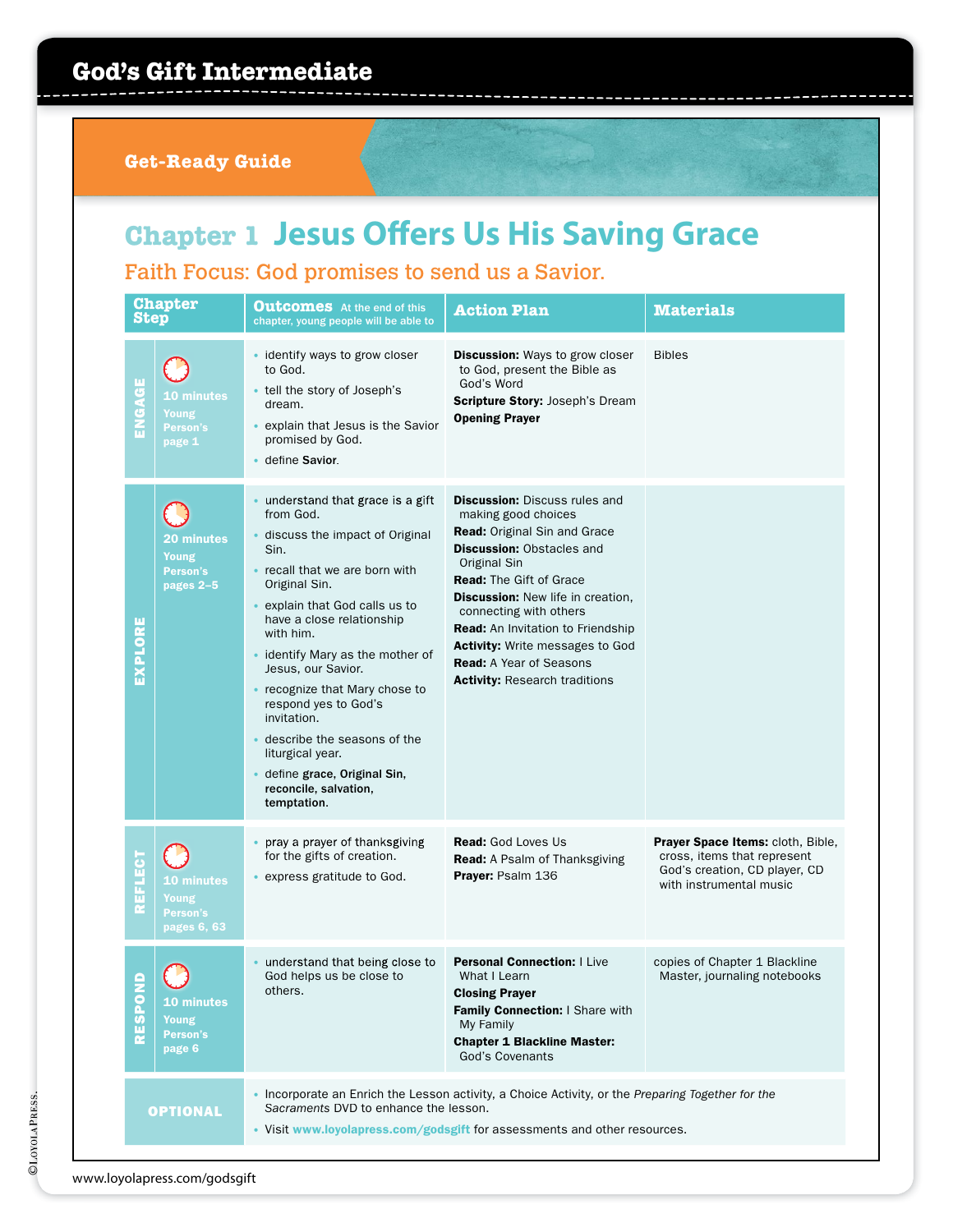# God's Gift Intermediate

## Get-Ready Guide

## Chapter 1 Jesus Offers Us His Saving Grace

### Faith Focus: God promises to send us a Savior.

| Chapter Step | Outcomes At the end of this chapter, young people will be able to | Action Plan | Materials |
|---|---|---|---|
| **ENGAGE** 10 minutes Young Person's page 1 | • identify ways to grow closer to God.<br>• tell the story of Joseph's dream.<br>• explain that Jesus is the Savior promised by God.<br>• define **Savior**. | **Discussion:** Ways to grow closer to God, present the Bible as God's Word<br>**Scripture Story:** Joseph's Dream<br>**Opening Prayer** | Bibles |
| **EXPLORE** 20 minutes Young Person's pages 2–5 | • understand that grace is a gift from God.<br>• discuss the impact of Original Sin.<br>• recall that we are born with Original Sin.<br>• explain that God calls us to have a close relationship with him.<br>• identify Mary as the mother of Jesus, our Savior.<br>• recognize that Mary chose to respond yes to God's invitation.<br>• describe the seasons of the liturgical year.<br>• define **grace, Original Sin, reconcile, salvation, temptation.** | **Discussion:** Discuss rules and making good choices<br>**Read:** Original Sin and Grace<br>**Discussion:** Obstacles and Original Sin<br>**Read:** The Gift of Grace<br>**Discussion:** New life in creation, connecting with others<br>**Read:** An Invitation to Friendship<br>**Activity:** Write messages to God<br>**Read:** A Year of Seasons<br>**Activity:** Research traditions | |
| **REFLECT** 10 minutes Young Person's pages 6, 63 | • pray a prayer of thanksgiving for the gifts of creation.<br>• express gratitude to God. | **Read:** God Loves Us<br>**Read:** A Psalm of Thanksgiving<br>**Prayer:** Psalm 136 | **Prayer Space Items:** cloth, Bible, cross, items that represent God's creation, CD player, CD with instrumental music |
| **RESPOND** 10 minutes Young Person's page 6 | • understand that being close to God helps us be close to others. | **Personal Connection:** I Live What I Learn<br>**Closing Prayer**<br>**Family Connection:** I Share with My Family<br>**Chapter 1 Blackline Master:** God's Covenants | copies of Chapter 1 Blackline Master, journaling notebooks |
| **OPTIONAL** | • Incorporate an Enrich the Lesson activity, a Choice Activity, or the *Preparing Together for the Sacraments* DVD to enhance the lesson.<br>• Visit **www.loyolapress.com/godsgift** for assessments and other resources. | | |

©LoyolaPress.

www.loyolapress.com/godsgift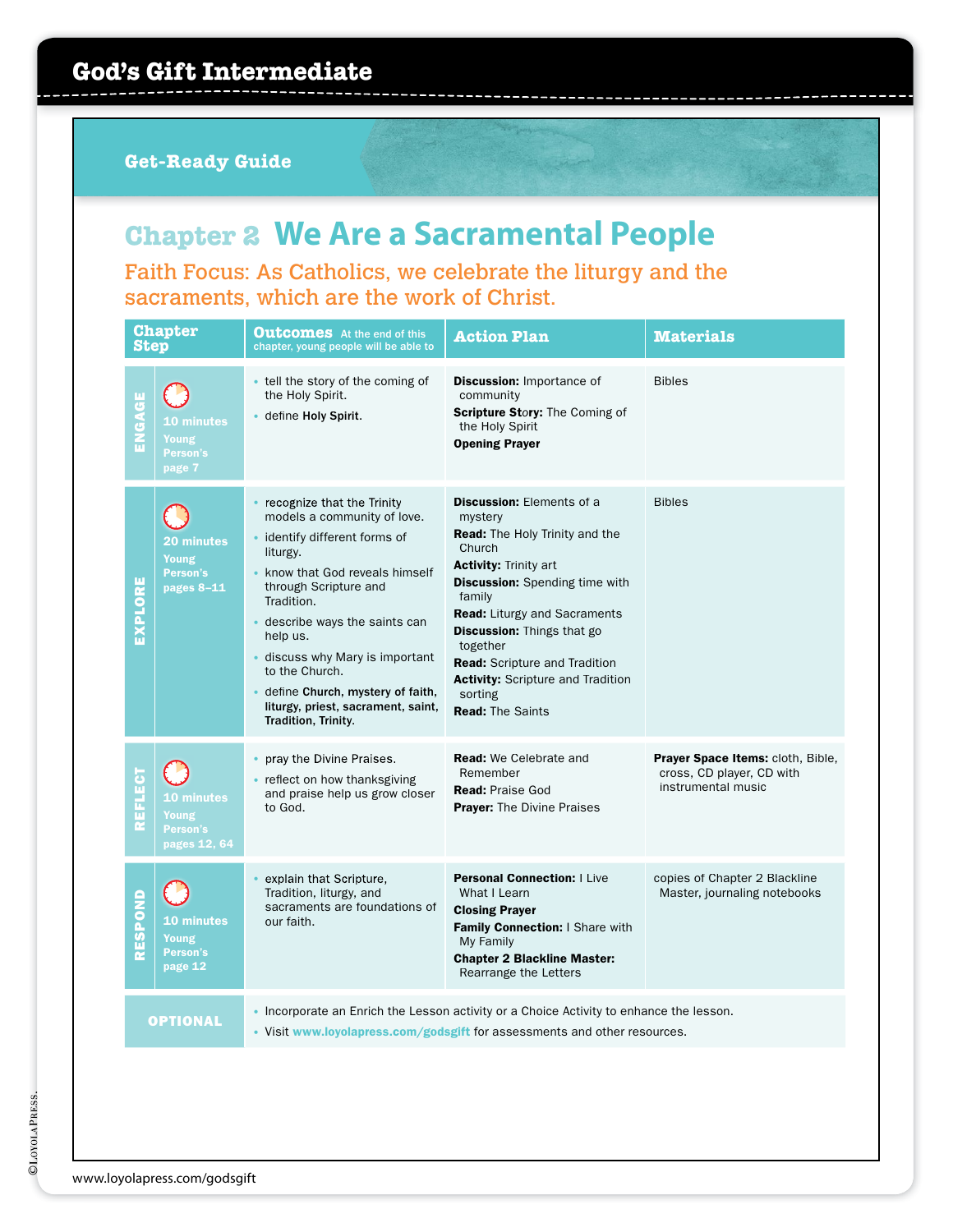# God's Gift Intermediate

## Get-Ready Guide

## Chapter 2 We Are a Sacramental People

**Faith Focus: As Catholics, we celebrate the liturgy and the sacraments, which are the work of Christ.**

| Chapter Step | | Outcomes At the end of this chapter, young people will be able to | Action Plan | Materials |
|---|---|---|---|---|
| ENGAGE | 10 minutes Young Person's page 7 | • tell the story of the coming of the Holy Spirit.<br>• define **Holy Spirit**. | **Discussion:** Importance of community<br>**Scripture Story:** The Coming of the Holy Spirit<br>**Opening Prayer** | Bibles |
| EXPLORE | 20 minutes Young Person's pages 8–11 | • recognize that the Trinity models a community of love.<br>• identify different forms of liturgy.<br>• know that God reveals himself through Scripture and Tradition.<br>• describe ways the saints can help us.<br>• discuss why Mary is important to the Church.<br>• define **Church, mystery of faith, liturgy, priest, sacrament, saint, Tradition, Trinity**. | **Discussion:** Elements of a mystery<br>**Read:** The Holy Trinity and the Church<br>**Activity:** Trinity art<br>**Discussion:** Spending time with family<br>**Read:** Liturgy and Sacraments<br>**Discussion:** Things that go together<br>**Read:** Scripture and Tradition<br>**Activity:** Scripture and Tradition sorting<br>**Read:** The Saints | Bibles |
| REFLECT | 10 minutes Young Person's pages 12, 64 | • pray the Divine Praises.<br>• reflect on how thanksgiving and praise help us grow closer to God. | **Read:** We Celebrate and Remember<br>**Read:** Praise God<br>**Prayer:** The Divine Praises | **Prayer Space Items:** cloth, Bible, cross, CD player, CD with instrumental music |
| RESPOND | 10 minutes Young Person's page 12 | • explain that Scripture, Tradition, liturgy, and sacraments are foundations of our faith. | **Personal Connection:** I Live What I Learn<br>**Closing Prayer**<br>**Family Connection:** I Share with My Family<br>**Chapter 2 Blackline Master:** Rearrange the Letters | copies of Chapter 2 Blackline Master, journaling notebooks |
| OPTIONAL | | • Incorporate an Enrich the Lesson activity or a Choice Activity to enhance the lesson.<br>• Visit www.loyolapress.com/godsgift for assessments and other resources. | | |

©LoyolaPress.

www.loyolapress.com/godsgift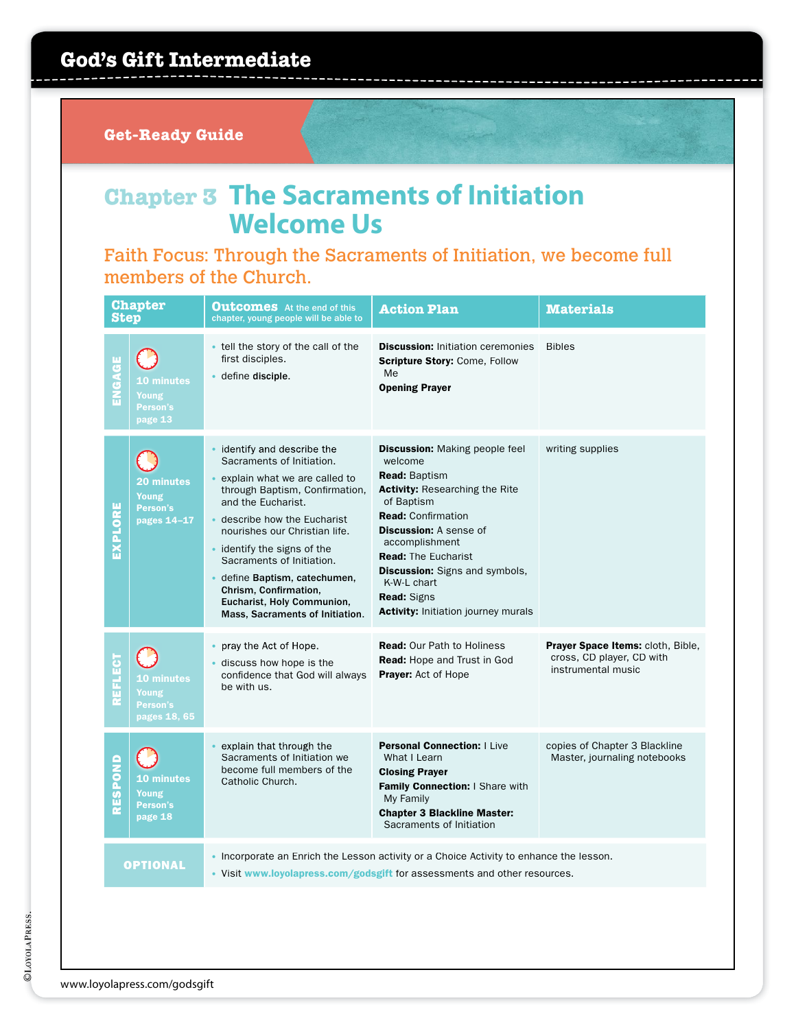# God's Gift Intermediate

## Get-Ready Guide

# Chapter 3 The Sacraments of Initiation Welcome Us

### Faith Focus: Through the Sacraments of Initiation, we become full members of the Church.

| Chapter Step | Outcomes At the end of this chapter, young people will be able to | Action Plan | Materials |
|---|---|---|---|
| **ENGAGE** 10 minutes Young Person's page 13 | • tell the story of the call of the first disciples.<br>• define **disciple**. | **Discussion:** Initiation ceremonies<br>**Scripture Story:** Come, Follow Me<br>**Opening Prayer** | Bibles |
| **EXPLORE** 20 minutes Young Person's pages 14–17 | • identify and describe the Sacraments of Initiation.<br>• explain what we are called to through Baptism, Confirmation, and the Eucharist.<br>• describe how the Eucharist nourishes our Christian life.<br>• identify the signs of the Sacraments of Initiation.<br>• define **Baptism, catechumen, Chrism, Confirmation, Eucharist, Holy Communion, Mass, Sacraments of Initiation**. | **Discussion:** Making people feel welcome<br>**Read:** Baptism<br>**Activity:** Researching the Rite of Baptism<br>**Read:** Confirmation<br>**Discussion:** A sense of accomplishment<br>**Read:** The Eucharist<br>**Discussion:** Signs and symbols, K-W-L chart<br>**Read:** Signs<br>**Activity:** Initiation journey murals | writing supplies |
| **REFLECT** 10 minutes Young Person's pages 18, 65 | • pray the Act of Hope.<br>• discuss how hope is the confidence that God will always be with us. | **Read:** Our Path to Holiness<br>**Read:** Hope and Trust in God<br>**Prayer:** Act of Hope | **Prayer Space Items:** cloth, Bible, cross, CD player, CD with instrumental music |
| **RESPOND** 10 minutes Young Person's page 18 | • explain that through the Sacraments of Initiation we become full members of the Catholic Church. | **Personal Connection:** I Live What I Learn<br>**Closing Prayer**<br>**Family Connection:** I Share with My Family<br>**Chapter 3 Blackline Master:** Sacraments of Initiation | copies of Chapter 3 Blackline Master, journaling notebooks |
| **OPTIONAL** | • Incorporate an Enrich the Lesson activity or a Choice Activity to enhance the lesson.<br>• Visit www.loyolapress.com/godsgift for assessments and other resources. | | |

©LoyolaPress.

www.loyolapress.com/godsgift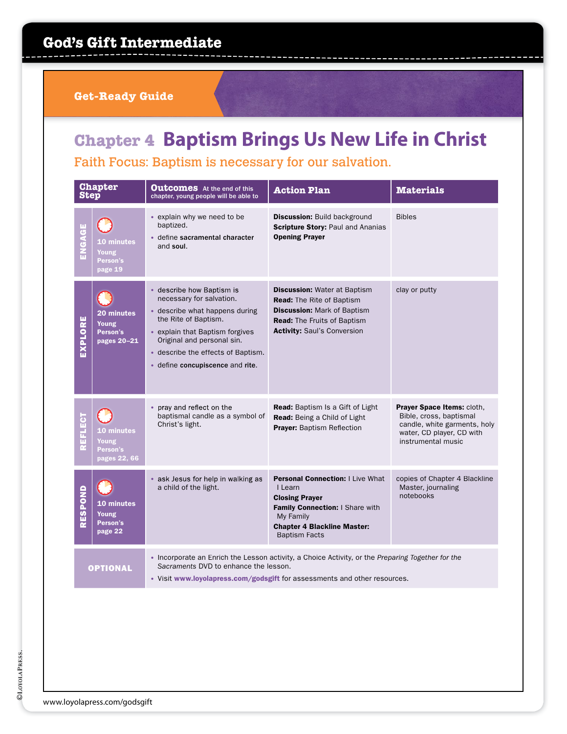# God's Gift Intermediate

## Get-Ready Guide

## Chapter 4 Baptism Brings Us New Life in Christ

### Faith Focus: Baptism is necessary for our salvation.

| Chapter Step | Outcomes At the end of this chapter, young people will be able to | Action Plan | Materials |
|---|---|---|---|
| **ENGAGE** 10 minutes Young Person's page 19 | • explain why we need to be baptized.<br>• define **sacramental character** and **soul**. | **Discussion:** Build background<br>**Scripture Story:** Paul and Ananias<br>**Opening Prayer** | Bibles |
| **EXPLORE** 20 minutes Young Person's pages 20–21 | • describe how Baptism is necessary for salvation.<br>• describe what happens during the Rite of Baptism.<br>• explain that Baptism forgives Original and personal sin.<br>• describe the effects of Baptism.<br>• define **concupiscence** and **rite**. | **Discussion:** Water at Baptism<br>**Read:** The Rite of Baptism<br>**Discussion:** Mark of Baptism<br>**Read:** The Fruits of Baptism<br>**Activity:** Saul's Conversion | clay or putty |
| **REFLECT** 10 minutes Young Person's pages 22, 66 | • pray and reflect on the baptismal candle as a symbol of Christ's light. | **Read:** Baptism Is a Gift of Light<br>**Read:** Being a Child of Light<br>**Prayer:** Baptism Reflection | **Prayer Space Items:** cloth, Bible, cross, baptismal candle, white garments, holy water, CD player, CD with instrumental music |
| **RESPOND** 10 minutes Young Person's page 22 | • ask Jesus for help in walking as a child of the light. | **Personal Connection:** I Live What I Learn<br>**Closing Prayer**<br>**Family Connection:** I Share with My Family<br>**Chapter 4 Blackline Master:** Baptism Facts | copies of Chapter 4 Blackline Master, journaling notebooks |
| **OPTIONAL** | • Incorporate an Enrich the Lesson activity, a Choice Activity, or the *Preparing Together for the Sacraments* DVD to enhance the lesson.<br>• Visit **www.loyolapress.com/godsgift** for assessments and other resources. | | |

©LoyolaPress.

www.loyolapress.com/godsgift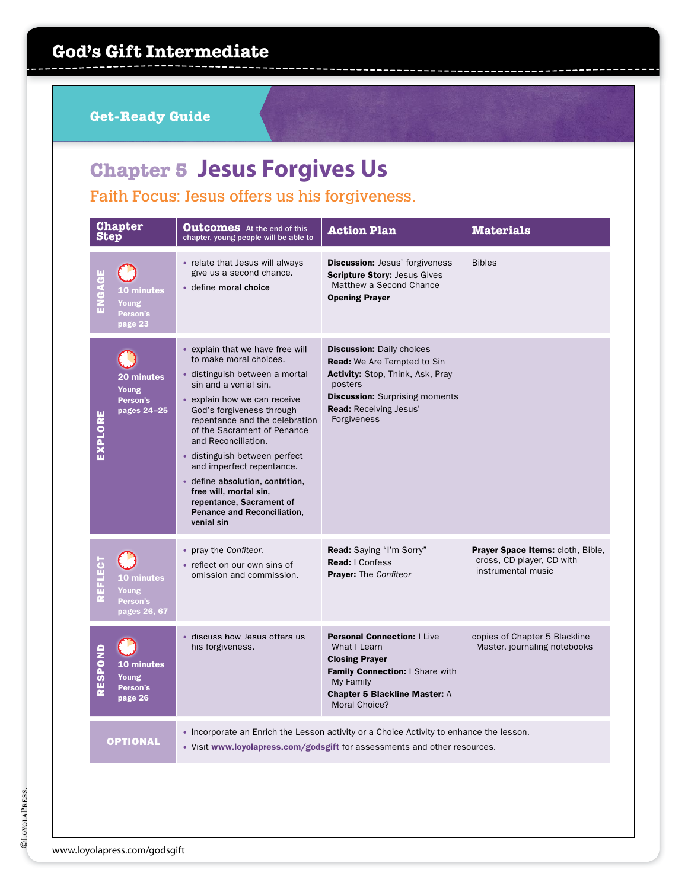# God's Gift Intermediate

## Get-Ready Guide

## Chapter 5 Jesus Forgives Us

Faith Focus: Jesus offers us his forgiveness.

| Chapter Step | | Outcomes At the end of this chapter, young people will be able to | Action Plan | Materials |
|---|---|---|---|---|
| ENGAGE | 10 minutes Young Person's page 23 | • relate that Jesus will always give us a second chance.<br>• define **moral choice**. | **Discussion:** Jesus' forgiveness<br>**Scripture Story:** Jesus Gives Matthew a Second Chance<br>**Opening Prayer** | Bibles |
| EXPLORE | 20 minutes Young Person's pages 24–25 | • explain that we have free will to make moral choices.<br>• distinguish between a mortal sin and a venial sin.<br>• explain how we can receive God's forgiveness through repentance and the celebration of the Sacrament of Penance and Reconciliation.<br>• distinguish between perfect and imperfect repentance.<br>• define **absolution, contrition, free will, mortal sin, repentance, Sacrament of Penance and Reconciliation, venial sin**. | **Discussion:** Daily choices<br>**Read:** We Are Tempted to Sin<br>**Activity:** Stop, Think, Ask, Pray posters<br>**Discussion:** Surprising moments<br>**Read:** Receiving Jesus' Forgiveness | |
| REFLECT | 10 minutes Young Person's pages 26, 67 | • pray the *Confiteor.*<br>• reflect on our own sins of omission and commission. | **Read:** Saying "I'm Sorry"<br>**Read:** I Confess<br>**Prayer:** The *Confiteor* | **Prayer Space Items:** cloth, Bible, cross, CD player, CD with instrumental music |
| RESPOND | 10 minutes Young Person's page 26 | • discuss how Jesus offers us his forgiveness. | **Personal Connection:** I Live What I Learn<br>**Closing Prayer**<br>**Family Connection:** I Share with My Family<br>**Chapter 5 Blackline Master:** A Moral Choice? | copies of Chapter 5 Blackline Master, journaling notebooks |
| OPTIONAL | | • Incorporate an Enrich the Lesson activity or a Choice Activity to enhance the lesson.<br>• Visit **www.loyolapress.com/godsgift** for assessments and other resources. | | |

©Loyola Press.

www.loyolapress.com/godsgift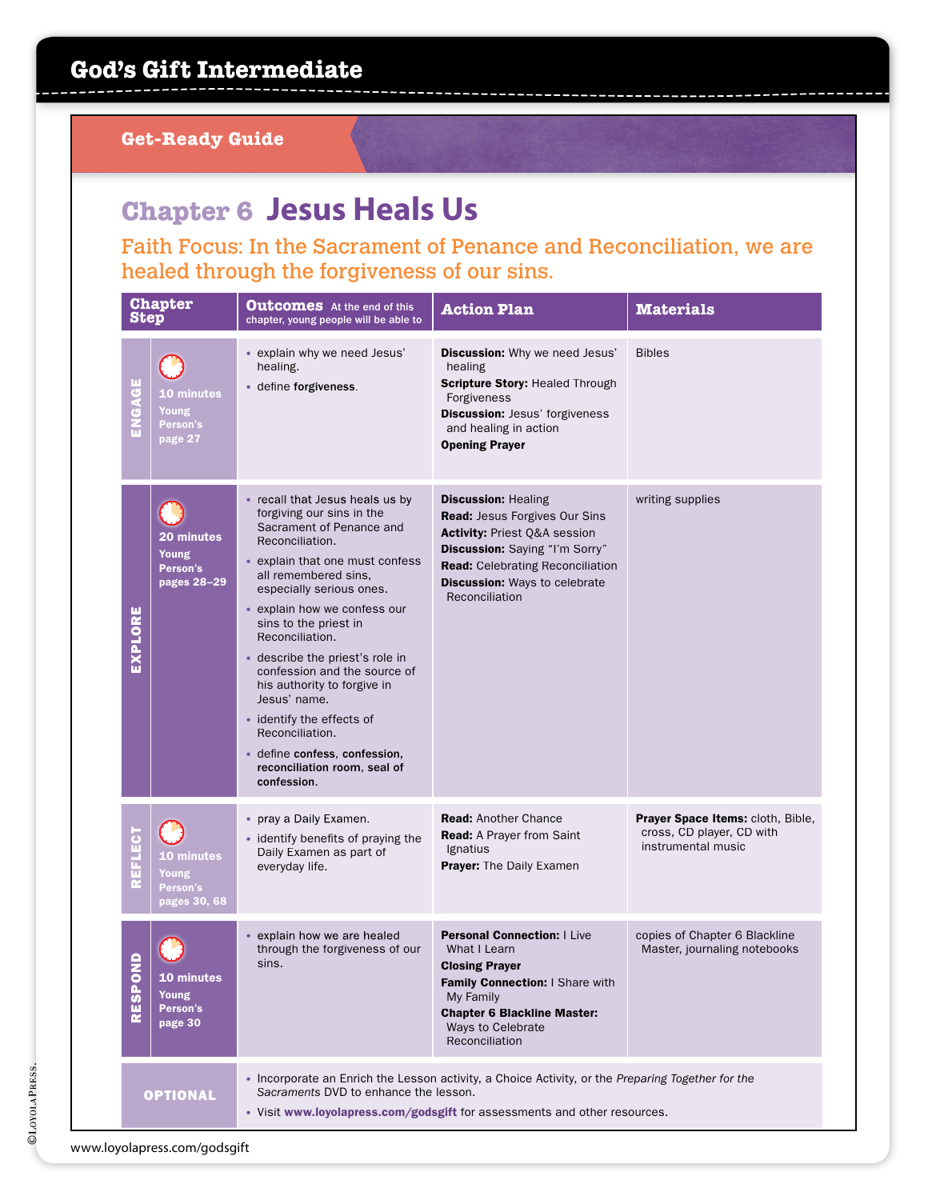# God's Gift Intermediate

## Get-Ready Guide

## Chapter 6 Jesus Heals Us

**Faith Focus: In the Sacrament of Penance and Reconciliation, we are healed through the forgiveness of our sins.**

| Chapter Step | Outcomes At the end of this chapter, young people will be able to | Action Plan | Materials |
|---|---|---|---|
| **ENGAGE** 10 minutes Young Person's page 27 | • explain why we need Jesus' healing. • define **forgiveness**. | **Discussion:** Why we need Jesus' healing **Scripture Story:** Healed Through Forgiveness **Discussion:** Jesus' forgiveness and healing in action **Opening Prayer** | Bibles |
| **EXPLORE** 20 minutes Young Person's pages 28–29 | • recall that Jesus heals us by forgiving our sins in the Sacrament of Penance and Reconciliation. • explain that one must confess all remembered sins, especially serious ones. • explain how we confess our sins to the priest in Reconciliation. • describe the priest's role in confession and the source of his authority to forgive in Jesus' name. • identify the effects of Reconciliation. • define **confess, confession, reconciliation room, seal of confession**. | **Discussion:** Healing **Read:** Jesus Forgives Our Sins **Activity:** Priest Q&A session **Discussion:** Saying "I'm Sorry" **Read:** Celebrating Reconciliation **Discussion:** Ways to celebrate Reconciliation | writing supplies |
| **REFLECT** 10 minutes Young Person's pages 30, 68 | • pray a Daily Examen. • identify benefits of praying the Daily Examen as part of everyday life. | **Read:** Another Chance **Read:** A Prayer from Saint Ignatius **Prayer:** The Daily Examen | **Prayer Space Items:** cloth, Bible, cross, CD player, CD with instrumental music |
| **RESPOND** 10 minutes Young Person's page 30 | • explain how we are healed through the forgiveness of our sins. | **Personal Connection:** I Live What I Learn **Closing Prayer** **Family Connection:** I Share with My Family **Chapter 6 Blackline Master:** Ways to Celebrate Reconciliation | copies of Chapter 6 Blackline Master, journaling notebooks |
| **OPTIONAL** | • Incorporate an Enrich the Lesson activity, a Choice Activity, or the *Preparing Together for the Sacraments* DVD to enhance the lesson. • Visit **www.loyolapress.com/godsgift** for assessments and other resources. | | |

©LoyolaPress.

www.loyolapress.com/godsgift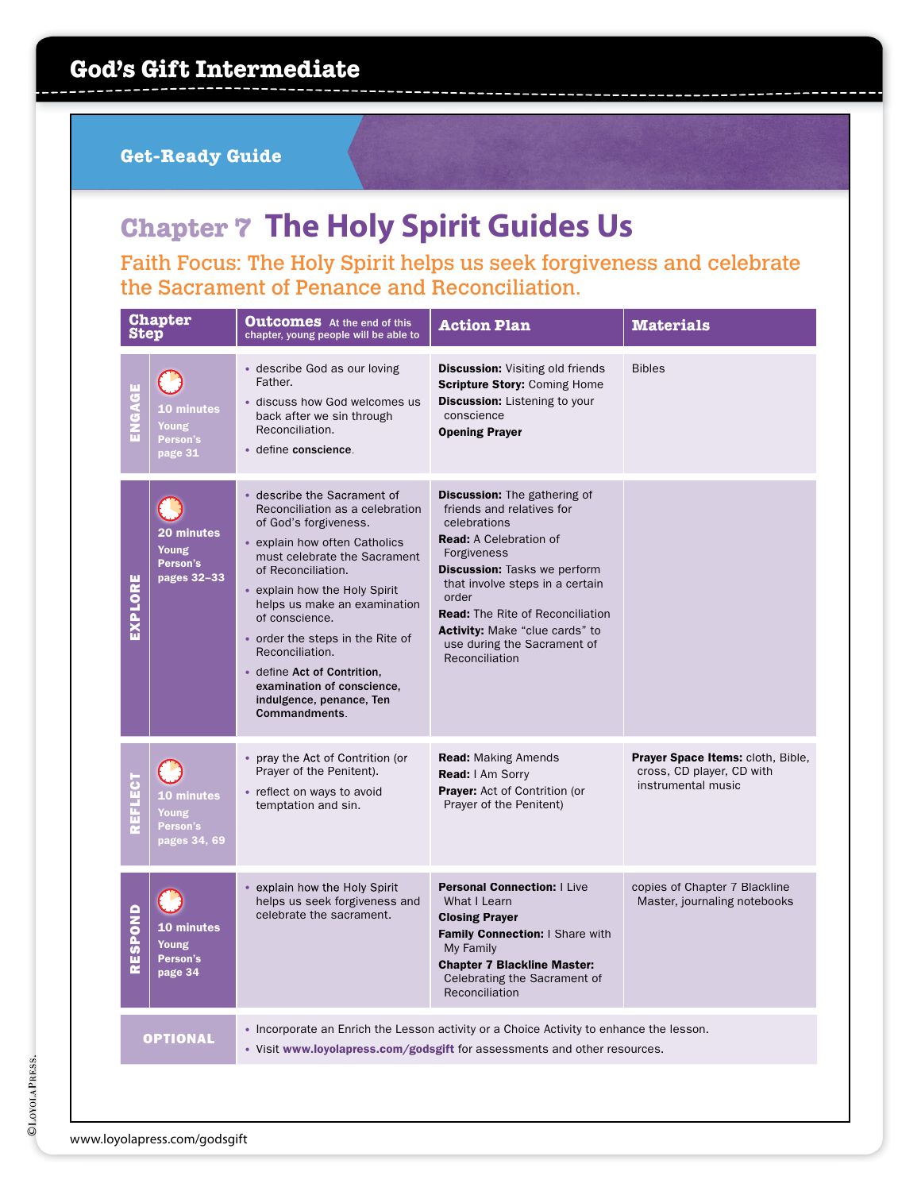# God's Gift Intermediate

## Get-Ready Guide

# Chapter 7 The Holy Spirit Guides Us

### Faith Focus: The Holy Spirit helps us seek forgiveness and celebrate the Sacrament of Penance and Reconciliation.

| Chapter Step | | Outcomes At the end of this chapter, young people will be able to | Action Plan | Materials |
|---|---|---|---|---|
| ENGAGE | 10 minutes Young Person's page 31 | • describe God as our loving Father.<br>• discuss how God welcomes us back after we sin through Reconciliation.<br>• define **conscience**. | **Discussion:** Visiting old friends<br>**Scripture Story:** Coming Home<br>**Discussion:** Listening to your conscience<br>**Opening Prayer** | Bibles |
| EXPLORE | 20 minutes Young Person's pages 32–33 | • describe the Sacrament of Reconciliation as a celebration of God's forgiveness.<br>• explain how often Catholics must celebrate the Sacrament of Reconciliation.<br>• explain how the Holy Spirit helps us make an examination of conscience.<br>• order the steps in the Rite of Reconciliation.<br>• define **Act of Contrition, examination of conscience, indulgence, penance, Ten Commandments**. | **Discussion:** The gathering of friends and relatives for celebrations<br>**Read:** A Celebration of Forgiveness<br>**Discussion:** Tasks we perform that involve steps in a certain order<br>**Read:** The Rite of Reconciliation<br>**Activity:** Make "clue cards" to use during the Sacrament of Reconciliation | |
| REFLECT | 10 minutes Young Person's pages 34, 69 | • pray the Act of Contrition (or Prayer of the Penitent).<br>• reflect on ways to avoid temptation and sin. | **Read:** Making Amends<br>**Read:** I Am Sorry<br>**Prayer:** Act of Contrition (or Prayer of the Penitent) | **Prayer Space Items:** cloth, Bible, cross, CD player, CD with instrumental music |
| RESPOND | 10 minutes Young Person's page 34 | • explain how the Holy Spirit helps us seek forgiveness and celebrate the sacrament. | **Personal Connection:** I Live What I Learn<br>**Closing Prayer**<br>**Family Connection:** I Share with My Family<br>**Chapter 7 Blackline Master:** Celebrating the Sacrament of Reconciliation | copies of Chapter 7 Blackline Master, journaling notebooks |
| OPTIONAL | | • Incorporate an Enrich the Lesson activity or a Choice Activity to enhance the lesson.<br>• Visit **www.loyolapress.com/godsgift** for assessments and other resources. | | |

©LoyolaPress.

www.loyolapress.com/godsgift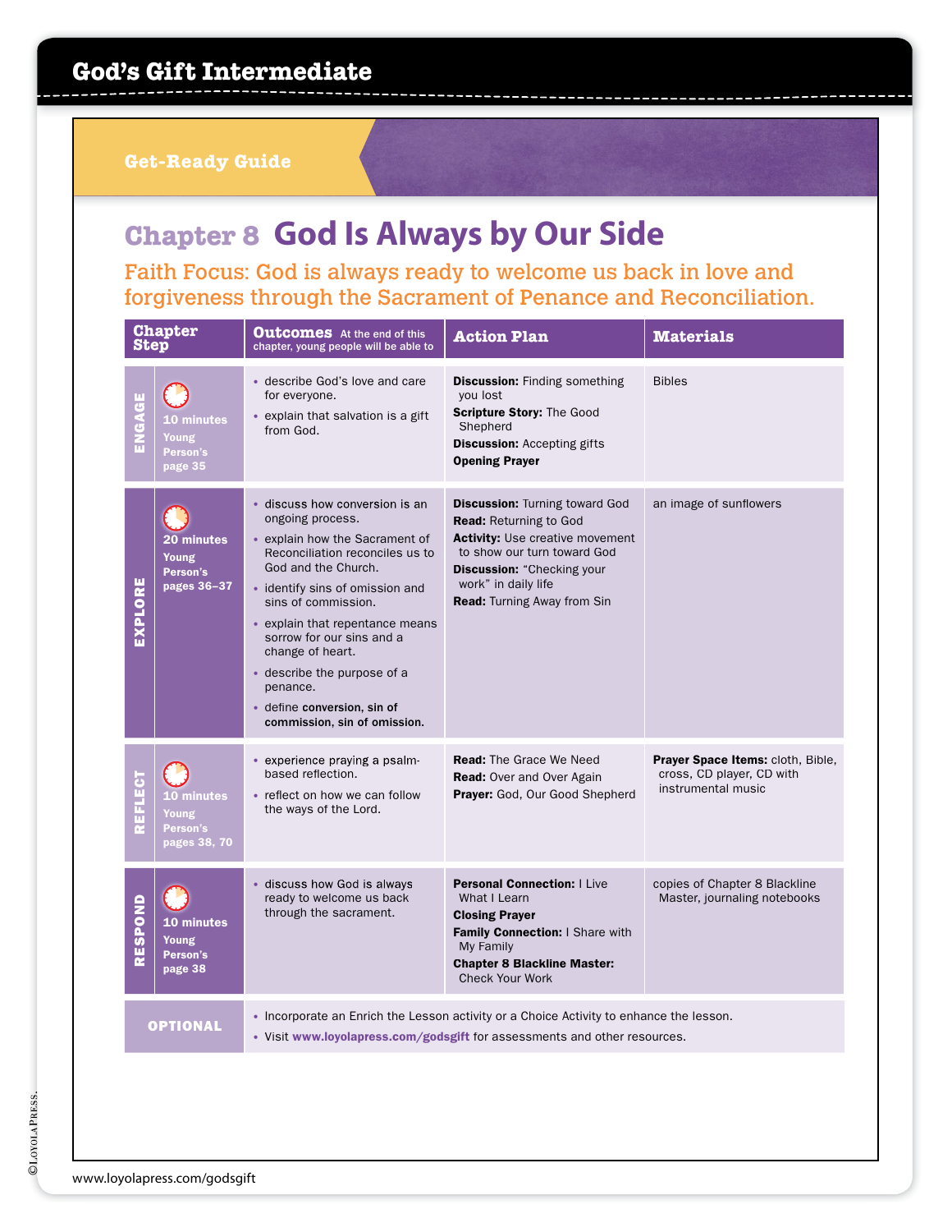# God's Gift Intermediate

## Get-Ready Guide

## Chapter 8 God Is Always by Our Side

**Faith Focus: God is always ready to welcome us back in love and forgiveness through the Sacrament of Penance and Reconciliation.**

| Chapter Step | | Outcomes At the end of this chapter, young people will be able to | Action Plan | Materials |
|---|---|---|---|---|
| ENGAGE | 10 minutes Young Person's page 35 | • describe God's love and care for everyone.<br>• explain that salvation is a gift from God. | **Discussion:** Finding something you lost<br>**Scripture Story:** The Good Shepherd<br>**Discussion:** Accepting gifts<br>**Opening Prayer** | Bibles |
| EXPLORE | 20 minutes Young Person's pages 36–37 | • discuss how conversion is an ongoing process.<br>• explain how the Sacrament of Reconciliation reconciles us to God and the Church.<br>• identify sins of omission and sins of commission.<br>• explain that repentance means sorrow for our sins and a change of heart.<br>• describe the purpose of a penance.<br>• define **conversion, sin of commission, sin of omission.** | **Discussion:** Turning toward God<br>**Read:** Returning to God<br>**Activity:** Use creative movement to show our turn toward God<br>**Discussion:** "Checking your work" in daily life<br>**Read:** Turning Away from Sin | an image of sunflowers |
| REFLECT | 10 minutes Young Person's pages 38, 70 | • experience praying a psalm-based reflection.<br>• reflect on how we can follow the ways of the Lord. | **Read:** The Grace We Need<br>**Read:** Over and Over Again<br>**Prayer:** God, Our Good Shepherd | **Prayer Space Items:** cloth, Bible, cross, CD player, CD with instrumental music |
| RESPOND | 10 minutes Young Person's page 38 | • discuss how God is always ready to welcome us back through the sacrament. | **Personal Connection:** I Live What I Learn<br>**Closing Prayer**<br>**Family Connection:** I Share with My Family<br>**Chapter 8 Blackline Master:** Check Your Work | copies of Chapter 8 Blackline Master, journaling notebooks |
| OPTIONAL | | • Incorporate an Enrich the Lesson activity or a Choice Activity to enhance the lesson.<br>• Visit **www.loyolapress.com/godsgift** for assessments and other resources. | | |

©LoyolaPress.

www.loyolapress.com/godsgift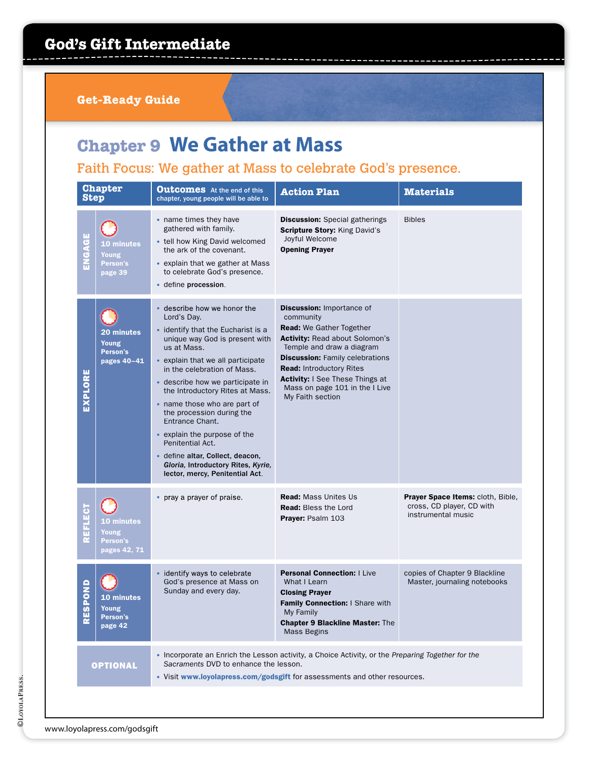# God's Gift Intermediate

## Get-Ready Guide

## Chapter 9 We Gather at Mass

### Faith Focus: We gather at Mass to celebrate God's presence.

| Chapter Step | Outcomes At the end of this chapter, young people will be able to | Action Plan | Materials |
|---|---|---|---|
| **ENGAGE** 10 minutes Young Person's page 39 | • name times they have gathered with family.<br>• tell how King David welcomed the ark of the covenant.<br>• explain that we gather at Mass to celebrate God's presence.<br>• define **procession**. | **Discussion:** Special gatherings<br>**Scripture Story:** King David's Joyful Welcome<br>**Opening Prayer** | Bibles |
| **EXPLORE** 20 minutes Young Person's pages 40–41 | • describe how we honor the Lord's Day.<br>• identify that the Eucharist is a unique way God is present with us at Mass.<br>• explain that we all participate in the celebration of Mass.<br>• describe how we participate in the Introductory Rites at Mass.<br>• name those who are part of the procession during the Entrance Chant.<br>• explain the purpose of the Penitential Act.<br>• define **altar, Collect, deacon, *Gloria*, Introductory Rites, *Kyrie*, lector, mercy, Penitential Act**. | **Discussion:** Importance of community<br>**Read:** We Gather Together<br>**Activity:** Read about Solomon's Temple and draw a diagram<br>**Discussion:** Family celebrations<br>**Read:** Introductory Rites<br>**Activity:** I See These Things at Mass on page 101 in the I Live My Faith section | |
| **REFLECT** 10 minutes Young Person's pages 42, 71 | • pray a prayer of praise. | **Read:** Mass Unites Us<br>**Read:** Bless the Lord<br>**Prayer:** Psalm 103 | **Prayer Space Items:** cloth, Bible, cross, CD player, CD with instrumental music |
| **RESPOND** 10 minutes Young Person's page 42 | • identify ways to celebrate God's presence at Mass on Sunday and every day. | **Personal Connection:** I Live What I Learn<br>**Closing Prayer**<br>**Family Connection:** I Share with My Family<br>**Chapter 9 Blackline Master:** The Mass Begins | copies of Chapter 9 Blackline Master, journaling notebooks |
| **OPTIONAL** | • Incorporate an Enrich the Lesson activity, a Choice Activity, or the *Preparing Together for the Sacraments* DVD to enhance the lesson.<br>• Visit **www.loyolapress.com/godsgift** for assessments and other resources. | | |

©LoyolaPress.

www.loyolapress.com/godsgift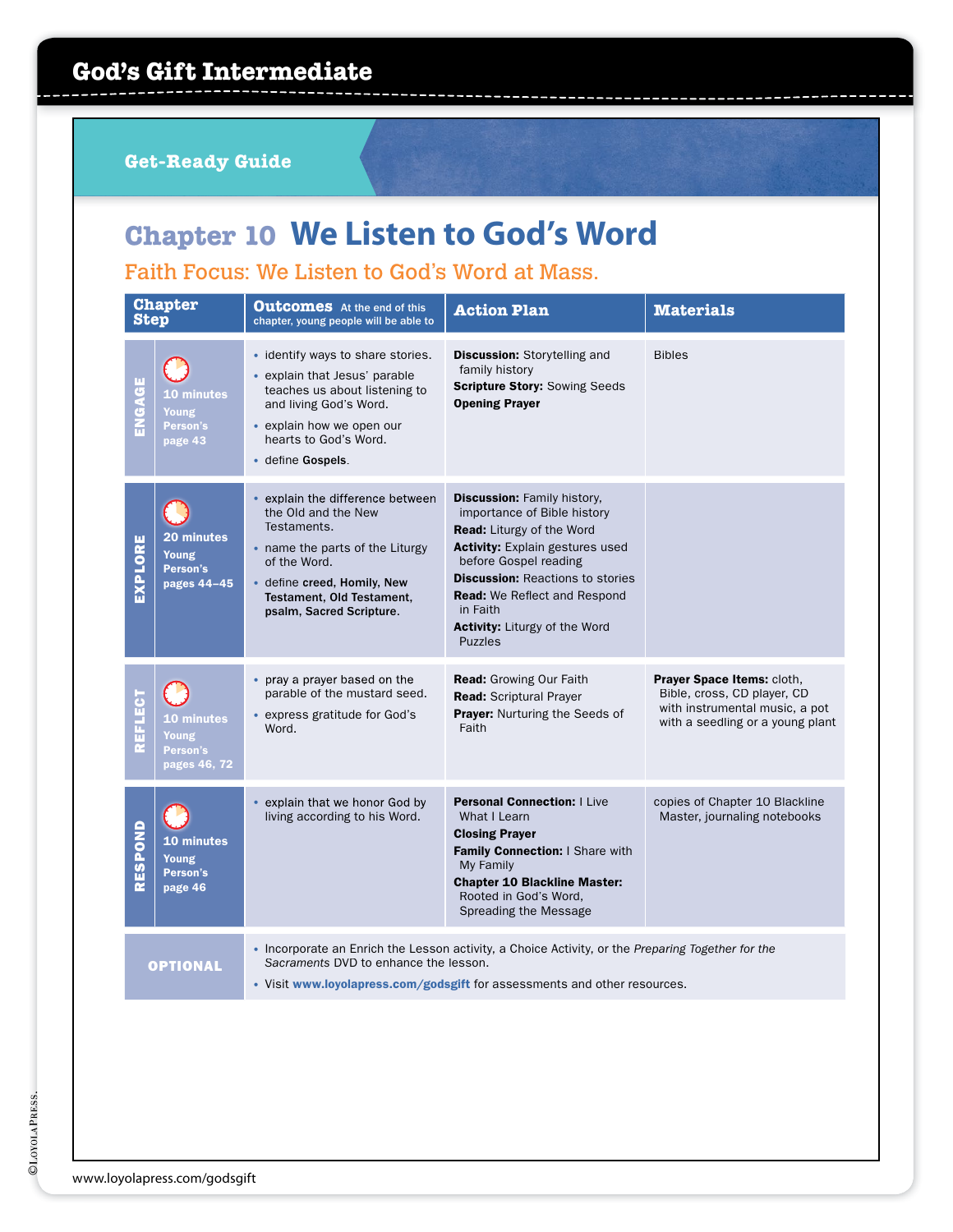# God's Gift Intermediate

## Get-Ready Guide

## Chapter 10 We Listen to God's Word

### Faith Focus: We Listen to God's Word at Mass.

| Chapter Step | Outcomes At the end of this chapter, young people will be able to | Action Plan | Materials |
|---|---|---|---|
| **ENGAGE** 10 minutes Young Person's page 43 | • identify ways to share stories.<br>• explain that Jesus' parable teaches us about listening to and living God's Word.<br>• explain how we open our hearts to God's Word.<br>• define **Gospels**. | **Discussion:** Storytelling and family history<br>**Scripture Story:** Sowing Seeds<br>**Opening Prayer** | Bibles |
| **EXPLORE** 20 minutes Young Person's pages 44–45 | • explain the difference between the Old and the New Testaments.<br>• name the parts of the Liturgy of the Word.<br>• define **creed, Homily, New Testament, Old Testament, psalm, Sacred Scripture.** | **Discussion:** Family history, importance of Bible history<br>**Read:** Liturgy of the Word<br>**Activity:** Explain gestures used before Gospel reading<br>**Discussion:** Reactions to stories<br>**Read:** We Reflect and Respond in Faith<br>**Activity:** Liturgy of the Word Puzzles | |
| **REFLECT** 10 minutes Young Person's pages 46, 72 | • pray a prayer based on the parable of the mustard seed.<br>• express gratitude for God's Word. | **Read:** Growing Our Faith<br>**Read:** Scriptural Prayer<br>**Prayer:** Nurturing the Seeds of Faith | **Prayer Space Items:** cloth, Bible, cross, CD player, CD with instrumental music, a pot with a seedling or a young plant |
| **RESPOND** 10 minutes Young Person's page 46 | • explain that we honor God by living according to his Word. | **Personal Connection:** I Live What I Learn<br>**Closing Prayer**<br>**Family Connection:** I Share with My Family<br>**Chapter 10 Blackline Master:** Rooted in God's Word, Spreading the Message | copies of Chapter 10 Blackline Master, journaling notebooks |
| **OPTIONAL** | • Incorporate an Enrich the Lesson activity, a Choice Activity, or the *Preparing Together for the Sacraments* DVD to enhance the lesson.<br>• Visit **www.loyolapress.com/godsgift** for assessments and other resources. | | |

©LoyolaPress.

www.loyolapress.com/godsgift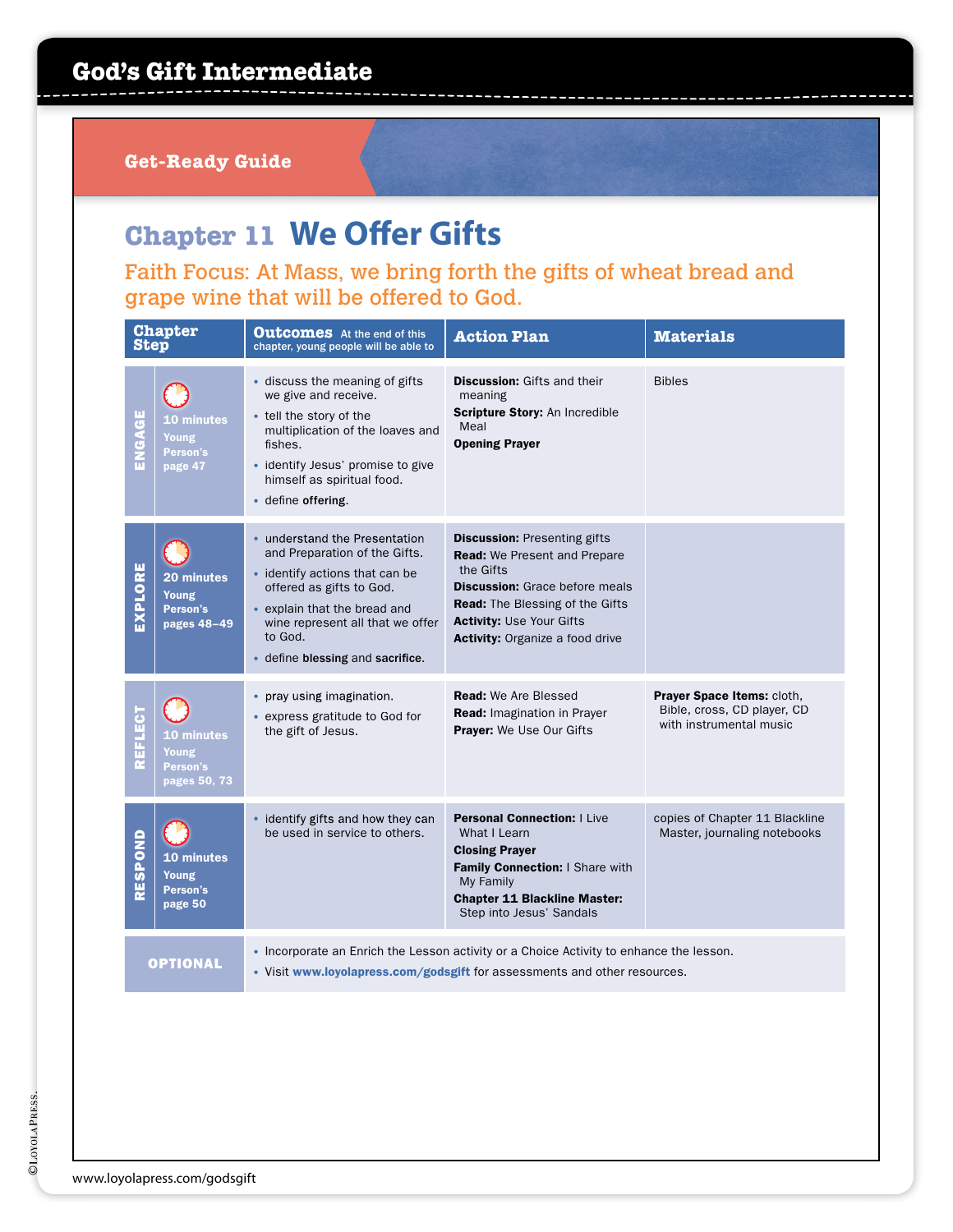# God's Gift Intermediate

## Get-Ready Guide

## Chapter 11 We Offer Gifts

**Faith Focus: At Mass, we bring forth the gifts of wheat bread and grape wine that will be offered to God.**

| Chapter Step | | Outcomes At the end of this chapter, young people will be able to | Action Plan | Materials |
|---|---|---|---|---|
| ENGAGE | 10 minutes Young Person's page 47 | • discuss the meaning of gifts we give and receive.<br>• tell the story of the multiplication of the loaves and fishes.<br>• identify Jesus' promise to give himself as spiritual food.<br>• define **offering**. | **Discussion:** Gifts and their meaning<br>**Scripture Story:** An Incredible Meal<br>**Opening Prayer** | Bibles |
| EXPLORE | 20 minutes Young Person's pages 48–49 | • understand the Presentation and Preparation of the Gifts.<br>• identify actions that can be offered as gifts to God.<br>• explain that the bread and wine represent all that we offer to God.<br>• define **blessing** and **sacrifice**. | **Discussion:** Presenting gifts<br>**Read:** We Present and Prepare the Gifts<br>**Discussion:** Grace before meals<br>**Read:** The Blessing of the Gifts<br>**Activity:** Use Your Gifts<br>**Activity:** Organize a food drive | |
| REFLECT | 10 minutes Young Person's pages 50, 73 | • pray using imagination.<br>• express gratitude to God for the gift of Jesus. | **Read:** We Are Blessed<br>**Read:** Imagination in Prayer<br>**Prayer:** We Use Our Gifts | **Prayer Space Items:** cloth, Bible, cross, CD player, CD with instrumental music |
| RESPOND | 10 minutes Young Person's page 50 | • identify gifts and how they can be used in service to others. | **Personal Connection:** I Live What I Learn<br>**Closing Prayer**<br>**Family Connection:** I Share with My Family<br>**Chapter 11 Blackline Master:** Step into Jesus' Sandals | copies of Chapter 11 Blackline Master, journaling notebooks |
| OPTIONAL | | • Incorporate an Enrich the Lesson activity or a Choice Activity to enhance the lesson.<br>• Visit **www.loyolapress.com/godsgift** for assessments and other resources. | | |

©LoyolaPress.

www.loyolapress.com/godsgift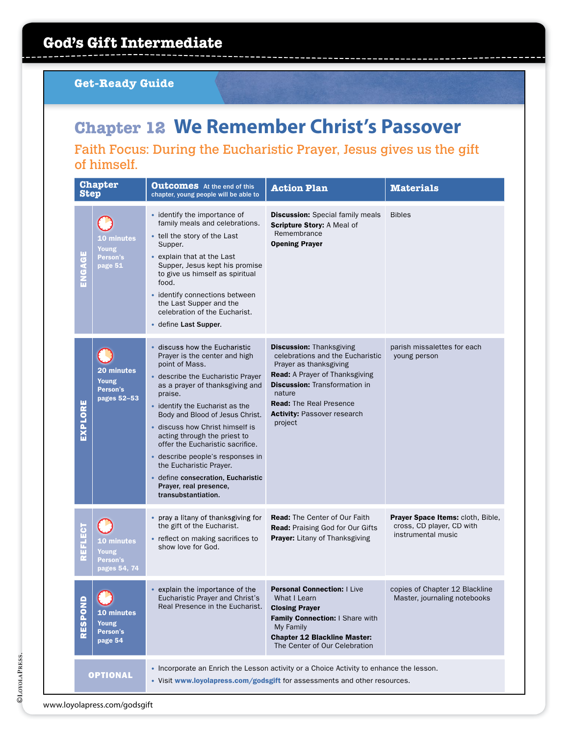# God's Gift Intermediate

## Get-Ready Guide

# Chapter 12 We Remember Christ's Passover

**Faith Focus: During the Eucharistic Prayer, Jesus gives us the gift of himself.**

| Chapter Step | | Outcomes At the end of this chapter, young people will be able to | Action Plan | Materials |
|---|---|---|---|---|
| ENGAGE | 10 minutes Young Person's page 51 | • identify the importance of family meals and celebrations.<br>• tell the story of the Last Supper.<br>• explain that at the Last Supper, Jesus kept his promise to give us himself as spiritual food.<br>• identify connections between the Last Supper and the celebration of the Eucharist.<br>• define **Last Supper**. | **Discussion:** Special family meals<br>**Scripture Story:** A Meal of Remembrance<br>**Opening Prayer** | Bibles |
| EXPLORE | 20 minutes Young Person's pages 52–53 | • discuss how the Eucharistic Prayer is the center and high point of Mass.<br>• describe the Eucharistic Prayer as a prayer of thanksgiving and praise.<br>• identify the Eucharist as the Body and Blood of Jesus Christ.<br>• discuss how Christ himself is acting through the priest to offer the Eucharistic sacrifice.<br>• describe people's responses in the Eucharistic Prayer.<br>• define **consecration, Eucharistic Prayer, real presence, transubstantiation.** | **Discussion:** Thanksgiving celebrations and the Eucharistic Prayer as thanksgiving<br>**Read:** A Prayer of Thanksgiving<br>**Discussion:** Transformation in nature<br>**Read:** The Real Presence<br>**Activity:** Passover research project | parish missalettes for each young person |
| REFLECT | 10 minutes Young Person's pages 54, 74 | • pray a litany of thanksgiving for the gift of the Eucharist.<br>• reflect on making sacrifices to show love for God. | **Read:** The Center of Our Faith<br>**Read:** Praising God for Our Gifts<br>**Prayer:** Litany of Thanksgiving | **Prayer Space Items:** cloth, Bible, cross, CD player, CD with instrumental music |
| RESPOND | 10 minutes Young Person's page 54 | • explain the importance of the Eucharistic Prayer and Christ's Real Presence in the Eucharist. | **Personal Connection:** I Live What I Learn<br>**Closing Prayer**<br>**Family Connection:** I Share with My Family<br>**Chapter 12 Blackline Master:** The Center of Our Celebration | copies of Chapter 12 Blackline Master, journaling notebooks |
| OPTIONAL | | • Incorporate an Enrich the Lesson activity or a Choice Activity to enhance the lesson.<br>• Visit **www.loyolapress.com/godsgift** for assessments and other resources. | | |

©LoyolaPress.

www.loyolapress.com/godsgift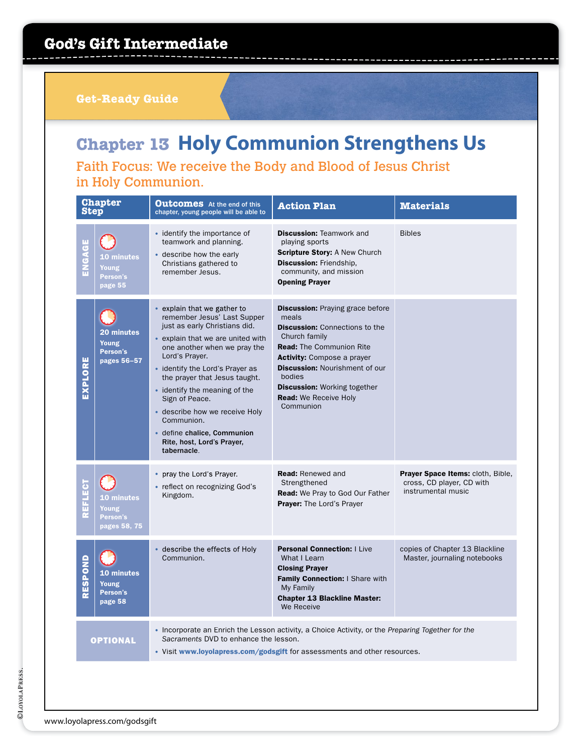# God's Gift Intermediate

## Get-Ready Guide

## Chapter 13 Holy Communion Strengthens Us

**Faith Focus: We receive the Body and Blood of Jesus Christ in Holy Communion.**

| Chapter Step | Outcomes At the end of this chapter, young people will be able to | Action Plan | Materials |
|---|---|---|---|
| **ENGAGE** 10 minutes Young Person's page 55 | • identify the importance of teamwork and planning.<br>• describe how the early Christians gathered to remember Jesus. | **Discussion:** Teamwork and playing sports<br>**Scripture Story:** A New Church<br>**Discussion:** Friendship, community, and mission<br>**Opening Prayer** | Bibles |
| **EXPLORE** 20 minutes Young Person's pages 56–57 | • explain that we gather to remember Jesus' Last Supper just as early Christians did.<br>• explain that we are united with one another when we pray the Lord's Prayer.<br>• identify the Lord's Prayer as the prayer that Jesus taught.<br>• identify the meaning of the Sign of Peace.<br>• describe how we receive Holy Communion.<br>• define **chalice, Communion Rite, host, Lord's Prayer, tabernacle**. | **Discussion:** Praying grace before meals<br>**Discussion:** Connections to the Church family<br>**Read:** The Communion Rite<br>**Activity:** Compose a prayer<br>**Discussion:** Nourishment of our bodies<br>**Discussion:** Working together<br>**Read:** We Receive Holy Communion | |
| **REFLECT** 10 minutes Young Person's pages 58, 75 | • pray the Lord's Prayer.<br>• reflect on recognizing God's Kingdom. | **Read:** Renewed and Strengthened<br>**Read:** We Pray to God Our Father<br>**Prayer:** The Lord's Prayer | **Prayer Space Items:** cloth, Bible, cross, CD player, CD with instrumental music |
| **RESPOND** 10 minutes Young Person's page 58 | • describe the effects of Holy Communion. | **Personal Connection:** I Live What I Learn<br>**Closing Prayer**<br>**Family Connection:** I Share with My Family<br>**Chapter 13 Blackline Master:** We Receive | copies of Chapter 13 Blackline Master, journaling notebooks |
| **OPTIONAL** | • Incorporate an Enrich the Lesson activity, a Choice Activity, or the *Preparing Together for the Sacraments* DVD to enhance the lesson.<br>• Visit **www.loyolapress.com/godsgift** for assessments and other resources. | | |

©LOYOLAPRESS.

www.loyolapress.com/godsgift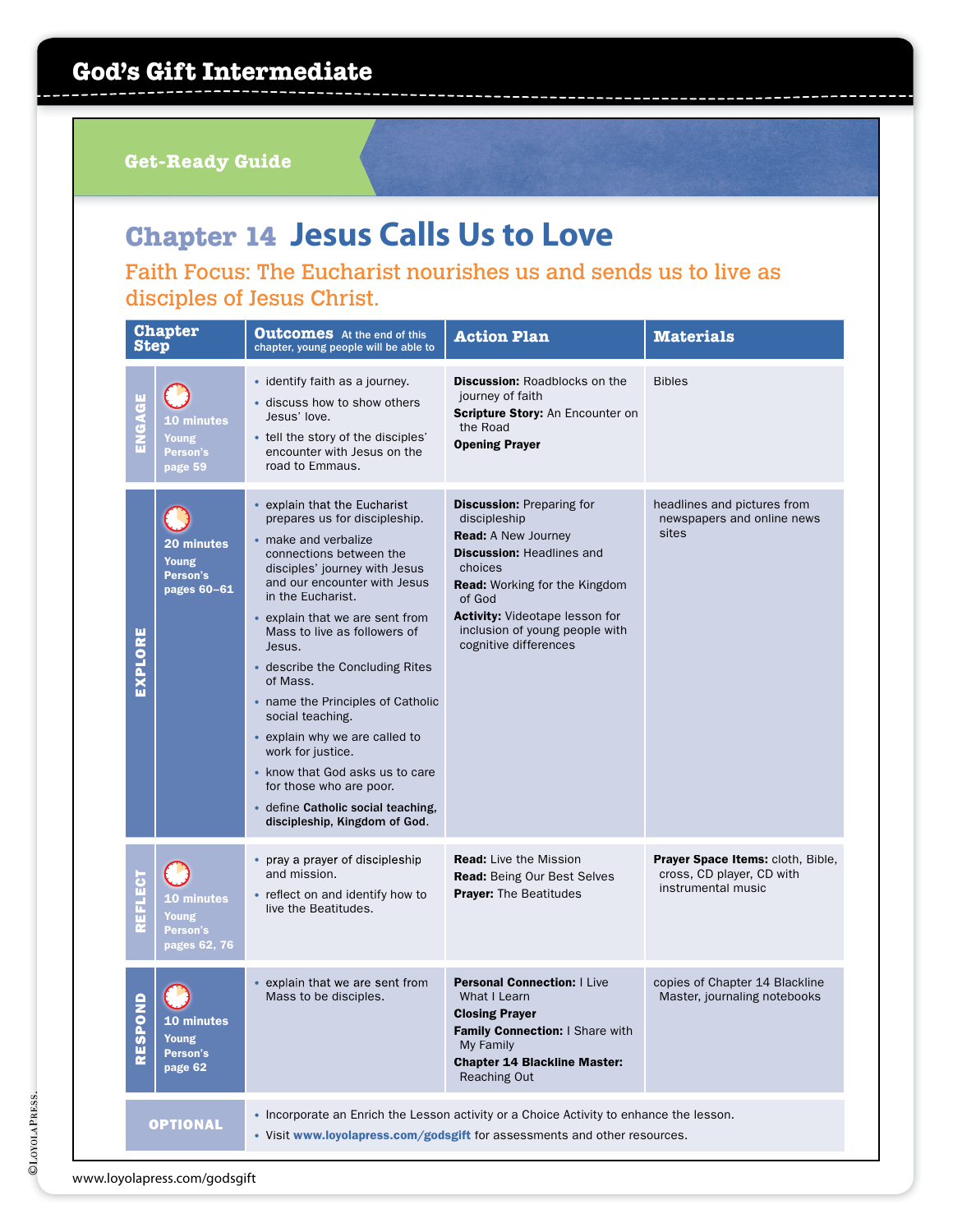# God's Gift Intermediate

## Get-Ready Guide

## Chapter 14 Jesus Calls Us to Love

Faith Focus: The Eucharist nourishes us and sends us to live as disciples of Jesus Christ.

| Chapter Step | Outcomes At the end of this chapter, young people will be able to | Action Plan | Materials |
|---|---|---|---|
| ENGAGE 10 minutes Young Person's page 59 | • identify faith as a journey.<br>• discuss how to show others Jesus' love.<br>• tell the story of the disciples' encounter with Jesus on the road to Emmaus. | **Discussion:** Roadblocks on the journey of faith<br>**Scripture Story:** An Encounter on the Road<br>**Opening Prayer** | Bibles |
| EXPLORE 20 minutes Young Person's pages 60–61 | • explain that the Eucharist prepares us for discipleship.<br>• make and verbalize connections between the disciples' journey with Jesus and our encounter with Jesus in the Eucharist.<br>• explain that we are sent from Mass to live as followers of Jesus.<br>• describe the Concluding Rites of Mass.<br>• name the Principles of Catholic social teaching.<br>• explain why we are called to work for justice.<br>• know that God asks us to care for those who are poor.<br>• define **Catholic social teaching, discipleship, Kingdom of God.** | **Discussion:** Preparing for discipleship<br>**Read:** A New Journey<br>**Discussion:** Headlines and choices<br>**Read:** Working for the Kingdom of God<br>**Activity:** Videotape lesson for inclusion of young people with cognitive differences | headlines and pictures from newspapers and online news sites |
| REFLECT 10 minutes Young Person's pages 62, 76 | • pray a prayer of discipleship and mission.<br>• reflect on and identify how to live the Beatitudes. | **Read:** Live the Mission<br>**Read:** Being Our Best Selves<br>**Prayer:** The Beatitudes | **Prayer Space Items:** cloth, Bible, cross, CD player, CD with instrumental music |
| RESPOND 10 minutes Young Person's page 62 | • explain that we are sent from Mass to be disciples. | **Personal Connection:** I Live What I Learn<br>**Closing Prayer**<br>**Family Connection:** I Share with My Family<br>**Chapter 14 Blackline Master:** Reaching Out | copies of Chapter 14 Blackline Master, journaling notebooks |
| OPTIONAL | • Incorporate an Enrich the Lesson activity or a Choice Activity to enhance the lesson.<br>• Visit **www.loyolapress.com/godsgift** for assessments and other resources. | | |

©LoyolaPress.

www.loyolapress.com/godsgift